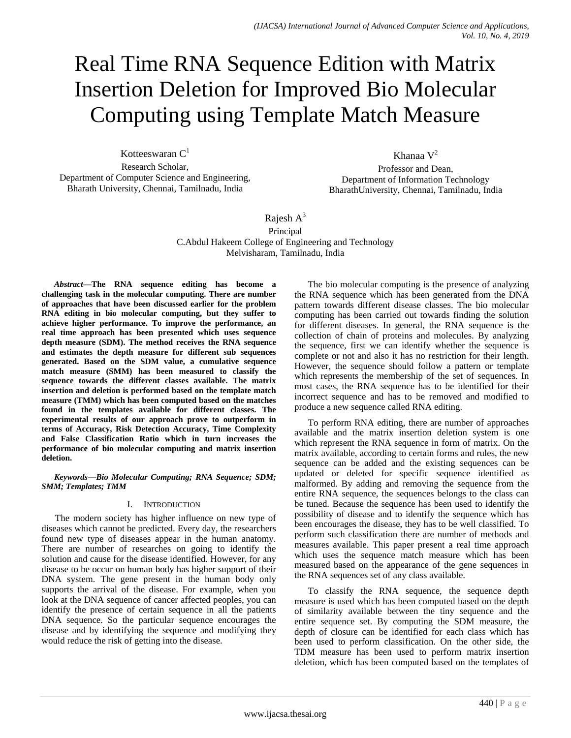# Real Time RNA Sequence Edition with Matrix Insertion Deletion for Improved Bio Molecular Computing using Template Match Measure

Kotteeswaran C[1]
Research Scholar,
Department of Computer Science and Engineering,
Bharath University, Chennai, Tamilnadu, India

Khanaa V[2]
Professor and Dean,
Department of Information Technology
BharathUniversity, Chennai, Tamilnadu, India

Rajesh A[3]
Principal
C.Abdul Hakeem College of Engineering and Technology
Melvisharam, Tamilnadu, India

***Abstract*—The RNA sequence editing has become a challenging task in the molecular computing. There are number of approaches that have been discussed earlier for the problem RNA editing in bio molecular computing, but they suffer to achieve higher performance. To improve the performance, an real time approach has been presented which uses sequence depth measure (SDM). The method receives the RNA sequence and estimates the depth measure for different sub sequences generated. Based on the SDM value, a cumulative sequence match measure (SMM) has been measured to classify the sequence towards the different classes available. The matrix insertion and deletion is performed based on the template match measure (TMM) which has been computed based on the matches found in the templates available for different classes. The experimental results of our approach prove to outperform in terms of Accuracy, Risk Detection Accuracy, Time Complexity and False Classification Ratio which in turn increases the performance of bio molecular computing and matrix insertion deletion.**

***Keywords*—*Bio Molecular Computing; RNA Sequence; SDM; SMM; Templates; TMM***

## I. Introduction

The modern society has higher influence on new type of diseases which cannot be predicted. Every day, the researchers found new type of diseases appear in the human anatomy. There are number of researches on going to identify the solution and cause for the disease identified. However, for any disease to be occur on human body has higher support of their DNA system. The gene present in the human body only supports the arrival of the disease. For example, when you look at the DNA sequence of cancer affected peoples, you can identify the presence of certain sequence in all the patients DNA sequence. So the particular sequence encourages the disease and by identifying the sequence and modifying they would reduce the risk of getting into the disease.

The bio molecular computing is the presence of analyzing the RNA sequence which has been generated from the DNA pattern towards different disease classes. The bio molecular computing has been carried out towards finding the solution for different diseases. In general, the RNA sequence is the collection of chain of proteins and molecules. By analyzing the sequence, first we can identify whether the sequence is complete or not and also it has no restriction for their length. However, the sequence should follow a pattern or template which represents the membership of the set of sequences. In most cases, the RNA sequence has to be identified for their incorrect sequence and has to be removed and modified to produce a new sequence called RNA editing.

To perform RNA editing, there are number of approaches available and the matrix insertion deletion system is one which represent the RNA sequence in form of matrix. On the matrix available, according to certain forms and rules, the new sequence can be added and the existing sequences can be updated or deleted for specific sequence identified as malformed. By adding and removing the sequence from the entire RNA sequence, the sequences belongs to the class can be tuned. Because the sequence has been used to identify the possibility of disease and to identify the sequence which has been encourages the disease, they has to be well classified. To perform such classification there are number of methods and measures available. This paper present a real time approach which uses the sequence match measure which has been measured based on the appearance of the gene sequences in the RNA sequences set of any class available.

To classify the RNA sequence, the sequence depth measure is used which has been computed based on the depth of similarity available between the tiny sequence and the entire sequence set. By computing the SDM measure, the depth of closure can be identified for each class which has been used to perform classification. On the other side, the TDM measure has been used to perform matrix insertion deletion, which has been computed based on the templates of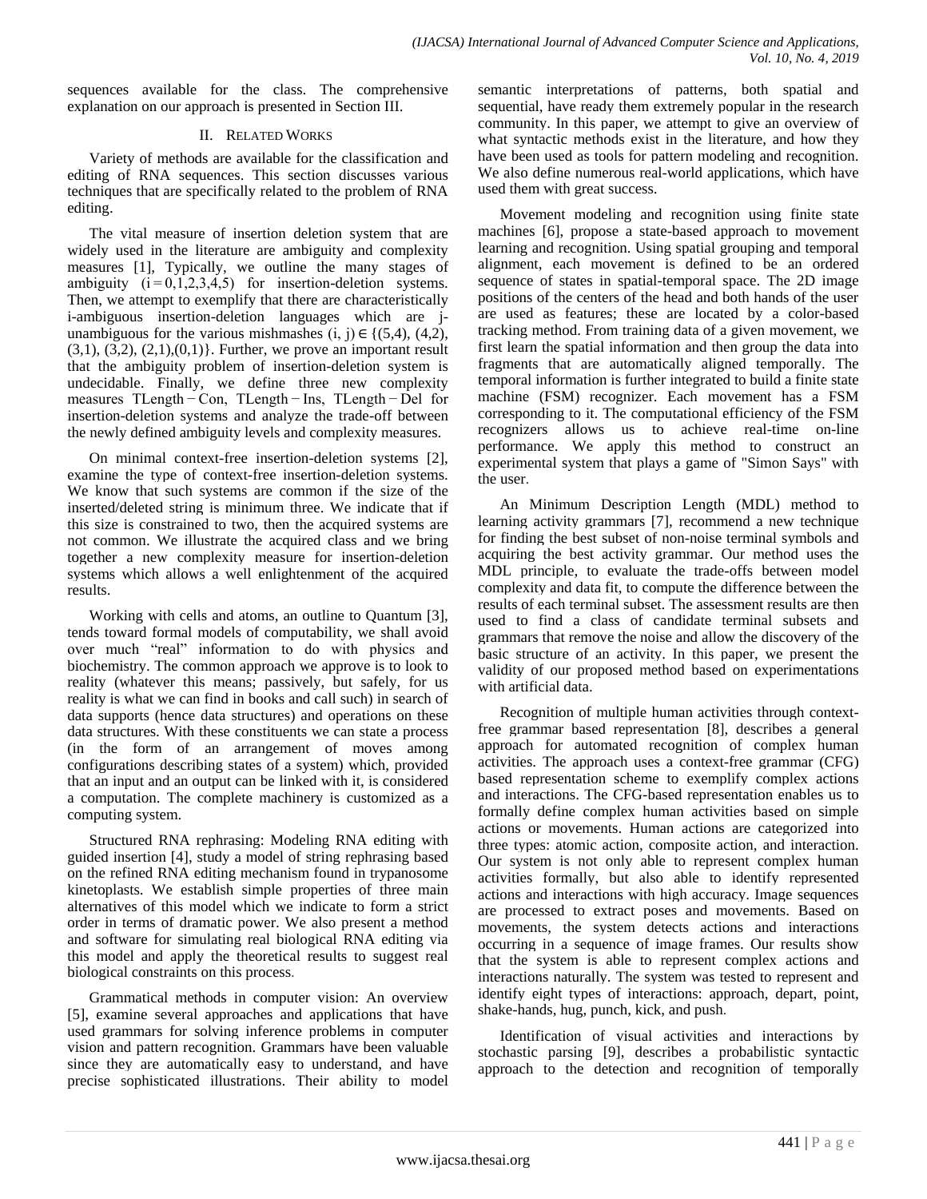sequences available for the class. The comprehensive explanation on our approach is presented in Section III.

## II. Related Works

Variety of methods are available for the classification and editing of RNA sequences. This section discusses various techniques that are specifically related to the problem of RNA editing.

The vital measure of insertion deletion system that are widely used in the literature are ambiguity and complexity measures [1], Typically, we outline the many stages of ambiguity $(i = 0,1,2,3,4,5)$ for insertion-deletion systems. Then, we attempt to exemplify that there are characteristically i-ambiguous insertion-deletion languages which are j-unambiguous for the various mishmashes $(i, j) \in \{(5,4), (4,2), (3,1), (3,2), (2,1), (0,1)\}$. Further, we prove an important result that the ambiguity problem of insertion-deletion system is undecidable. Finally, we define three new complexity measures $TLength - Con$, $TLength - Ins$, $TLength - Del$ for insertion-deletion systems and analyze the trade-off between the newly defined ambiguity levels and complexity measures.

On minimal context-free insertion-deletion systems [2], examine the type of context-free insertion-deletion systems. We know that such systems are common if the size of the inserted/deleted string is minimum three. We indicate that if this size is constrained to two, then the acquired systems are not common. We illustrate the acquired class and we bring together a new complexity measure for insertion-deletion systems which allows a well enlightenment of the acquired results.

Working with cells and atoms, an outline to Quantum [3], tends toward formal models of computability, we shall avoid over much "real" information to do with physics and biochemistry. The common approach we approve is to look to reality (whatever this means; passively, but safely, for us reality is what we can find in books and call such) in search of data supports (hence data structures) and operations on these data structures. With these constituents we can state a process (in the form of an arrangement of moves among configurations describing states of a system) which, provided that an input and an output can be linked with it, is considered a computation. The complete machinery is customized as a computing system.

Structured RNA rephrasing: Modeling RNA editing with guided insertion [4], study a model of string rephrasing based on the refined RNA editing mechanism found in trypanosome kinetoplasts. We establish simple properties of three main alternatives of this model which we indicate to form a strict order in terms of dramatic power. We also present a method and software for simulating real biological RNA editing via this model and apply the theoretical results to suggest real biological constraints on this process.

Grammatical methods in computer vision: An overview [5], examine several approaches and applications that have used grammars for solving inference problems in computer vision and pattern recognition. Grammars have been valuable since they are automatically easy to understand, and have precise sophisticated illustrations. Their ability to model semantic interpretations of patterns, both spatial and sequential, have ready them extremely popular in the research community. In this paper, we attempt to give an overview of what syntactic methods exist in the literature, and how they have been used as tools for pattern modeling and recognition. We also define numerous real-world applications, which have used them with great success.

Movement modeling and recognition using finite state machines [6], propose a state-based approach to movement learning and recognition. Using spatial grouping and temporal alignment, each movement is defined to be an ordered sequence of states in spatial-temporal space. The 2D image positions of the centers of the head and both hands of the user are used as features; these are located by a color-based tracking method. From training data of a given movement, we first learn the spatial information and then group the data into fragments that are automatically aligned temporally. The temporal information is further integrated to build a finite state machine (FSM) recognizer. Each movement has a FSM corresponding to it. The computational efficiency of the FSM recognizers allows us to achieve real-time on-line performance. We apply this method to construct an experimental system that plays a game of "Simon Says" with the user.

An Minimum Description Length (MDL) method to learning activity grammars [7], recommend a new technique for finding the best subset of non-noise terminal symbols and acquiring the best activity grammar. Our method uses the MDL principle, to evaluate the trade-offs between model complexity and data fit, to compute the difference between the results of each terminal subset. The assessment results are then used to find a class of candidate terminal subsets and grammars that remove the noise and allow the discovery of the basic structure of an activity. In this paper, we present the validity of our proposed method based on experimentations with artificial data.

Recognition of multiple human activities through context-free grammar based representation [8], describes a general approach for automated recognition of complex human activities. The approach uses a context-free grammar (CFG) based representation scheme to exemplify complex actions and interactions. The CFG-based representation enables us to formally define complex human activities based on simple actions or movements. Human actions are categorized into three types: atomic action, composite action, and interaction. Our system is not only able to represent complex human activities formally, but also able to identify represented actions and interactions with high accuracy. Image sequences are processed to extract poses and movements. Based on movements, the system detects actions and interactions occurring in a sequence of image frames. Our results show that the system is able to represent complex actions and interactions naturally. The system was tested to represent and identify eight types of interactions: approach, depart, point, shake-hands, hug, punch, kick, and push.

Identification of visual activities and interactions by stochastic parsing [9], describes a probabilistic syntactic approach to the detection and recognition of temporally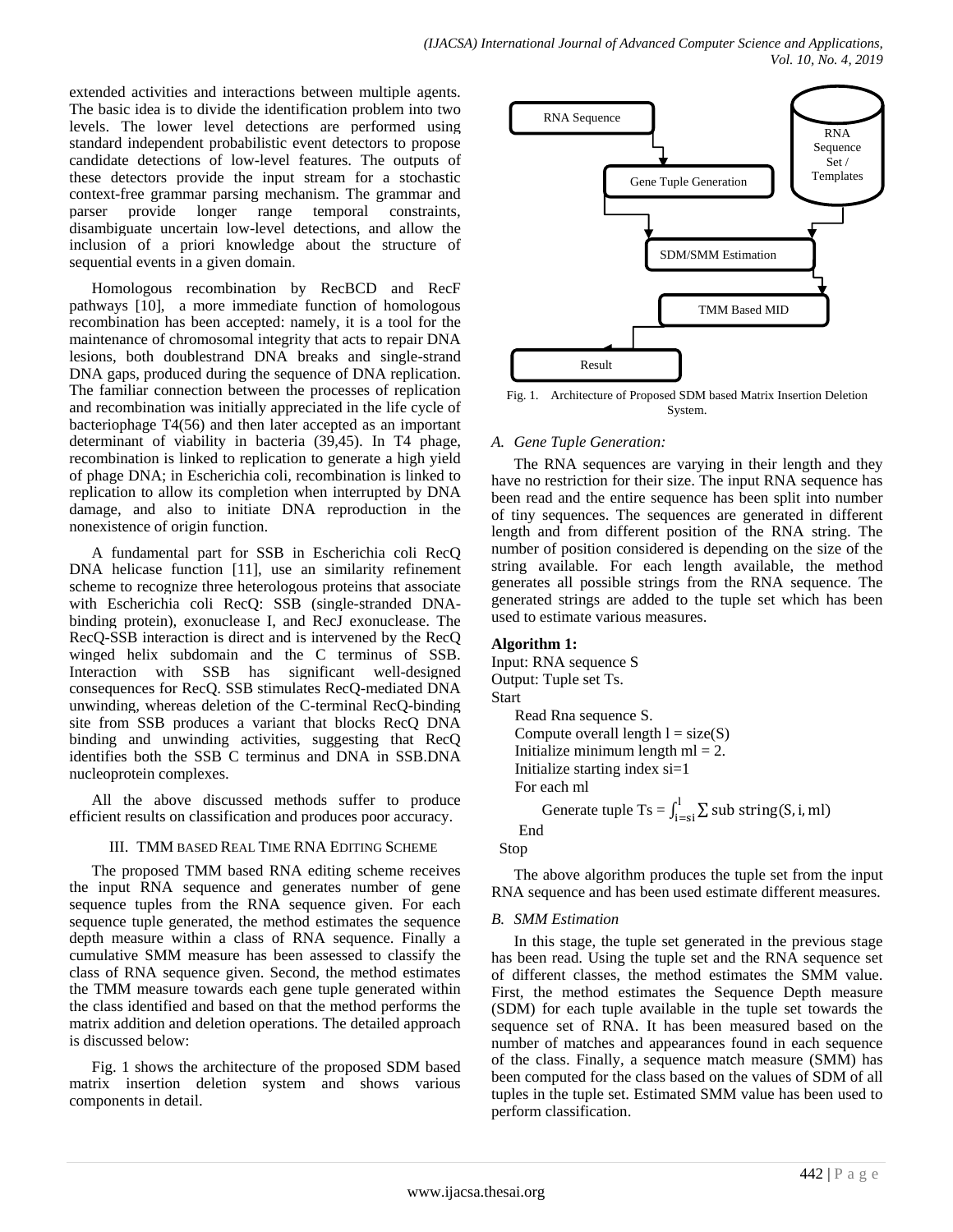extended activities and interactions between multiple agents. The basic idea is to divide the identification problem into two levels. The lower level detections are performed using standard independent probabilistic event detectors to propose candidate detections of low-level features. The outputs of these detectors provide the input stream for a stochastic context-free grammar parsing mechanism. The grammar and parser provide longer range temporal constraints, disambiguate uncertain low-level detections, and allow the inclusion of a priori knowledge about the structure of sequential events in a given domain.

Homologous recombination by RecBCD and RecF pathways [10], a more immediate function of homologous recombination has been accepted: namely, it is a tool for the maintenance of chromosomal integrity that acts to repair DNA lesions, both doublestrand DNA breaks and single-strand DNA gaps, produced during the sequence of DNA replication. The familiar connection between the processes of replication and recombination was initially appreciated in the life cycle of bacteriophage T4(56) and then later accepted as an important determinant of viability in bacteria (39,45). In T4 phage, recombination is linked to replication to generate a high yield of phage DNA; in Escherichia coli, recombination is linked to replication to allow its completion when interrupted by DNA damage, and also to initiate DNA reproduction in the nonexistence of origin function.

A fundamental part for SSB in Escherichia coli RecQ DNA helicase function [11], use an similarity refinement scheme to recognize three heterologous proteins that associate with Escherichia coli RecQ: SSB (single-stranded DNA-binding protein), exonuclease I, and RecJ exonuclease. The RecQ-SSB interaction is direct and is intervened by the RecQ winged helix subdomain and the C terminus of SSB. Interaction with SSB has significant well-designed consequences for RecQ. SSB stimulates RecQ-mediated DNA unwinding, whereas deletion of the C-terminal RecQ-binding site from SSB produces a variant that blocks RecQ DNA binding and unwinding activities, suggesting that RecQ identifies both the SSB C terminus and DNA in SSB.DNA nucleoprotein complexes.

All the above discussed methods suffer to produce efficient results on classification and produces poor accuracy.

## III. TMM Based Real Time RNA Editing Scheme

The proposed TMM based RNA editing scheme receives the input RNA sequence and generates number of gene sequence tuples from the RNA sequence given. For each sequence tuple generated, the method estimates the sequence depth measure within a class of RNA sequence. Finally a cumulative SMM measure has been assessed to classify the class of RNA sequence given. Second, the method estimates the TMM measure towards each gene tuple generated within the class identified and based on that the method performs the matrix addition and deletion operations. The detailed approach is discussed below:

Fig. 1 shows the architecture of the proposed SDM based matrix insertion deletion system and shows various components in detail.

RNA Sequence → Gene Tuple Generation → SDM/SMM Estimation (with RNA Sequence Set / Templates) → TMM Based MID → Result

Fig. 1. Architecture of Proposed SDM based Matrix Insertion Deletion System.

### A. Gene Tuple Generation:

The RNA sequences are varying in their length and they have no restriction for their size. The input RNA sequence has been read and the entire sequence has been split into number of tiny sequences. The sequences are generated in different length and from different position of the RNA string. The number of position considered is depending on the size of the string available. For each length available, the method generates all possible strings from the RNA sequence. The generated strings are added to the tuple set which has been used to estimate various measures.

**Algorithm 1:**

Input: RNA sequence S
Output: Tuple set Ts.
Start
  Read Rna sequence S.
  Compute overall length l = size(S)
  Initialize minimum length ml = 2.
  Initialize starting index si=1
  For each ml
    Generate tuple Ts = $\int_{i=si}^{l} \sum \text{sub string}(S, i, ml)$
  End
Stop

The above algorithm produces the tuple set from the input RNA sequence and has been used estimate different measures.

### B. SMM Estimation

In this stage, the tuple set generated in the previous stage has been read. Using the tuple set and the RNA sequence set of different classes, the method estimates the SMM value. First, the method estimates the Sequence Depth measure (SDM) for each tuple available in the tuple set towards the sequence set of RNA. It has been measured based on the number of matches and appearances found in each sequence of the class. Finally, a sequence match measure (SMM) has been computed for the class based on the values of SDM of all tuples in the tuple set. Estimated SMM value has been used to perform classification.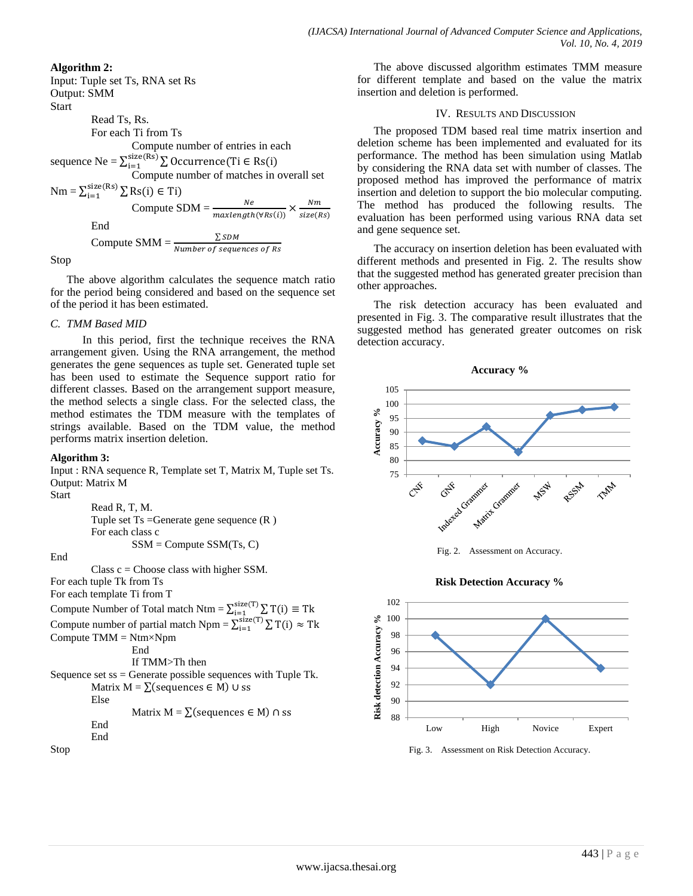**Algorithm 2:**

Input: Tuple set Ts, RNA set Rs

Output: SMM

Start

Read Ts, Rs.

For each Ti from Ts

Compute number of entries in each sequence $Ne = \sum_{i=1}^{size(Rs)} \sum Occurrence(Ti \in Rs(i)$

Compute number of matches in overall set $Nm = \sum_{i=1}^{size(Rs)} \sum Rs(i) \in Ti)$

Compute SDM = $\frac{Ne}{maxlength(\forall Rs(i))} \times \frac{Nm}{size(Rs)}$

End

Compute SMM = $\frac{\sum SDM}{Number\ of\ sequences\ of\ Rs}$

Stop

The above algorithm calculates the sequence match ratio for the period being considered and based on the sequence set of the period it has been estimated.

### *C. TMM Based MID*

In this period, first the technique receives the RNA arrangement given. Using the RNA arrangement, the method generates the gene sequences as tuple set. Generated tuple set has been used to estimate the Sequence support ratio for different classes. Based on the arrangement support measure, the method selects a single class. For the selected class, the method estimates the TDM measure with the templates of strings available. Based on the TDM value, the method performs matrix insertion deletion.

**Algorithm 3:**

Input : RNA sequence R, Template set T, Matrix M, Tuple set Ts.

Output: Matrix M

Start

Read R, T, M.

Tuple set Ts =Generate gene sequence (R )

For each class c

SSM = Compute SSM(Ts, C)

End

Class c = Choose class with higher SSM.

For each tuple Tk from Ts

For each template Ti from T

Compute Number of Total match $Ntm = \sum_{i=1}^{size(T)} \sum T(i) \equiv Tk$

Compute number of partial match $Npm = \sum_{i=1}^{size(T)} \sum T(i) \approx Tk$

Compute TMM = Ntm×Npm

End

If TMM>Th then

Sequence set ss = Generate possible sequences with Tuple Tk.

Matrix M = ∑(sequences ∈ M) ∪ ss

Else

Matrix M = ∑(sequences ∈ M) ∩ ss

End

End

Stop

The above discussed algorithm estimates TMM measure for different template and based on the value the matrix insertion and deletion is performed.

## IV. Results and Discussion

The proposed TDM based real time matrix insertion and deletion scheme has been implemented and evaluated for its performance. The method has been simulation using Matlab by considering the RNA data set with number of classes. The proposed method has improved the performance of matrix insertion and deletion to support the bio molecular computing. The method has produced the following results. The evaluation has been performed using various RNA data set and gene sequence set.

The accuracy on insertion deletion has been evaluated with different methods and presented in Fig. 2. The results show that the suggested method has generated greater precision than other approaches.

The risk detection accuracy has been evaluated and presented in Fig. 3. The comparative result illustrates that the suggested method has generated greater outcomes on risk detection accuracy.

Fig. 2. Assessment on Accuracy.

Fig. 3. Assessment on Risk Detection Accuracy.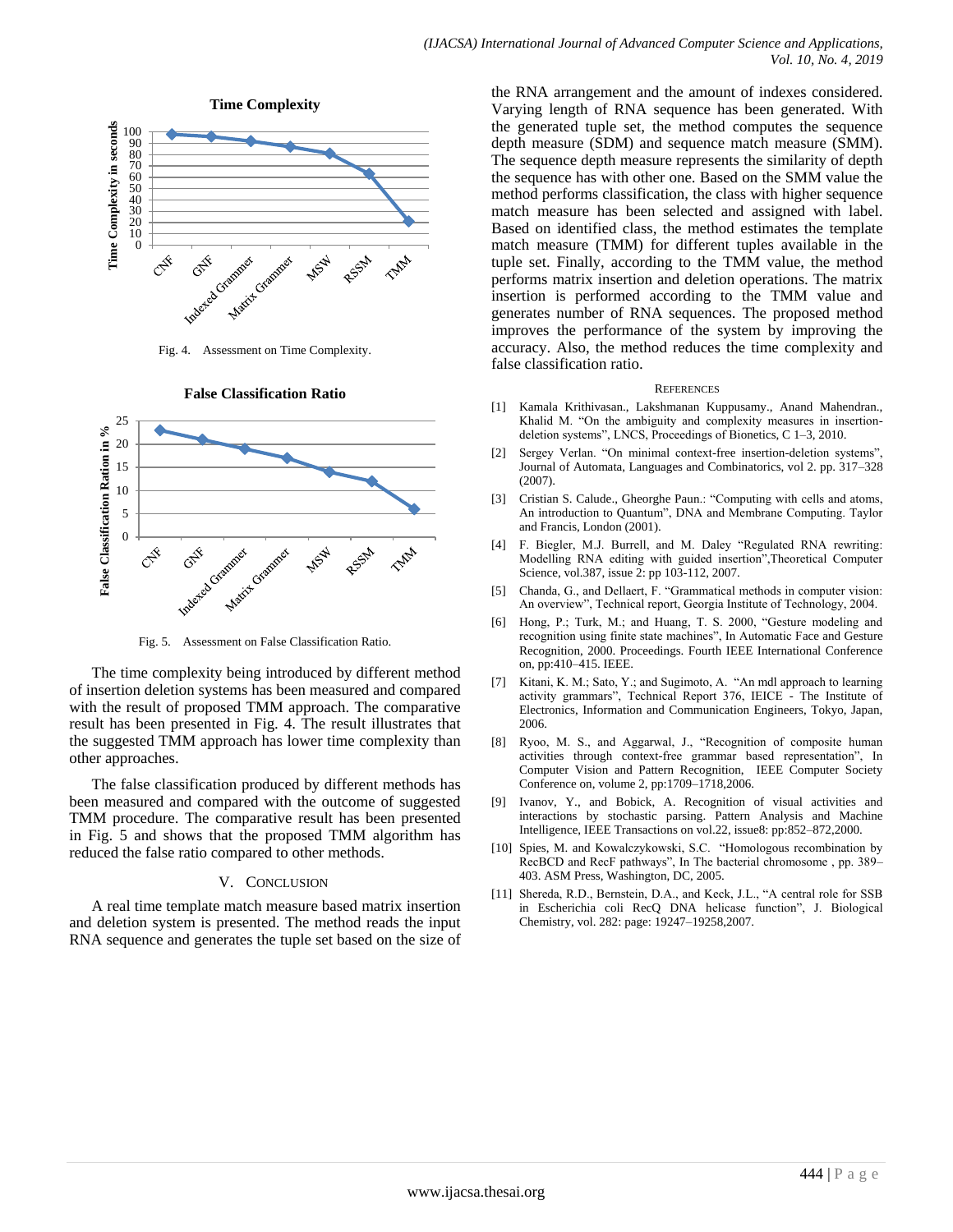Time Complexity

Time Complexity in seconds

100
90
80
70
60
50
40
30
20
10
0

CNF
GNF
Indexed Grammer
Matrix Grammer
MSW
RSSM
TMM

Fig. 4. Assessment on Time Complexity.

False Classification Ratio

False Classification Ration in %

25
20
15
10
5
0

CNF
GNF
Indexed Grammer
Matrix Grammer
MSW
RSSM
TMM

Fig. 5. Assessment on False Classification Ratio.

The time complexity being introduced by different method of insertion deletion systems has been measured and compared with the result of proposed TMM approach. The comparative result has been presented in Fig. 4. The result illustrates that the suggested TMM approach has lower time complexity than other approaches.

The false classification produced by different methods has been measured and compared with the outcome of suggested TMM procedure. The comparative result has been presented in Fig. 5 and shows that the proposed TMM algorithm has reduced the false ratio compared to other methods.

## V. Conclusion

A real time template match measure based matrix insertion and deletion system is presented. The method reads the input RNA sequence and generates the tuple set based on the size of the RNA arrangement and the amount of indexes considered. Varying length of RNA sequence has been generated. With the generated tuple set, the method computes the sequence depth measure (SDM) and sequence match measure (SMM). The sequence depth measure represents the similarity of depth the sequence has with other one. Based on the SMM value the method performs classification, the class with higher sequence match measure has been selected and assigned with label. Based on identified class, the method estimates the template match measure (TMM) for different tuples available in the tuple set. Finally, according to the TMM value, the method performs matrix insertion and deletion operations. The matrix insertion is performed according to the TMM value and generates number of RNA sequences. The proposed method improves the performance of the system by improving the accuracy. Also, the method reduces the time complexity and false classification ratio.

## References

[1] Kamala Krithivasan., Lakshmanan Kuppusamy., Anand Mahendran., Khalid M. "On the ambiguity and complexity measures in insertion-deletion systems", LNCS, Proceedings of Bionetics, C 1–3, 2010.

[2] Sergey Verlan. "On minimal context-free insertion-deletion systems", Journal of Automata, Languages and Combinatorics, vol 2. pp. 317–328 (2007).

[3] Cristian S. Calude., Gheorghe Paun.: "Computing with cells and atoms, An introduction to Quantum", DNA and Membrane Computing. Taylor and Francis, London (2001).

[4] F. Biegler, M.J. Burrell, and M. Daley "Regulated RNA rewriting: Modelling RNA editing with guided insertion",Theoretical Computer Science, vol.387, issue 2: pp 103-112, 2007.

[5] Chanda, G., and Dellaert, F. "Grammatical methods in computer vision: An overview", Technical report, Georgia Institute of Technology, 2004.

[6] Hong, P.; Turk, M.; and Huang, T. S. 2000, "Gesture modeling and recognition using finite state machines", In Automatic Face and Gesture Recognition, 2000. Proceedings. Fourth IEEE International Conference on, pp:410–415. IEEE.

[7] Kitani, K. M.; Sato, Y.; and Sugimoto, A. "An mdl approach to learning activity grammars", Technical Report 376, IEICE - The Institute of Electronics, Information and Communication Engineers, Tokyo, Japan, 2006.

[8] Ryoo, M. S., and Aggarwal, J., "Recognition of composite human activities through context-free grammar based representation", In Computer Vision and Pattern Recognition, IEEE Computer Society Conference on, volume 2, pp:1709–1718,2006.

[9] Ivanov, Y., and Bobick, A. Recognition of visual activities and interactions by stochastic parsing. Pattern Analysis and Machine Intelligence, IEEE Transactions on vol.22, issue8: pp:852–872,2000.

[10] Spies, M. and Kowalczykowski, S.C. "Homologous recombination by RecBCD and RecF pathways", In The bacterial chromosome , pp. 389–403. ASM Press, Washington, DC, 2005.

[11] Shereda, R.D., Bernstein, D.A., and Keck, J.L., "A central role for SSB in Escherichia coli RecQ DNA helicase function", J. Biological Chemistry, vol. 282: page: 19247–19258,2007.